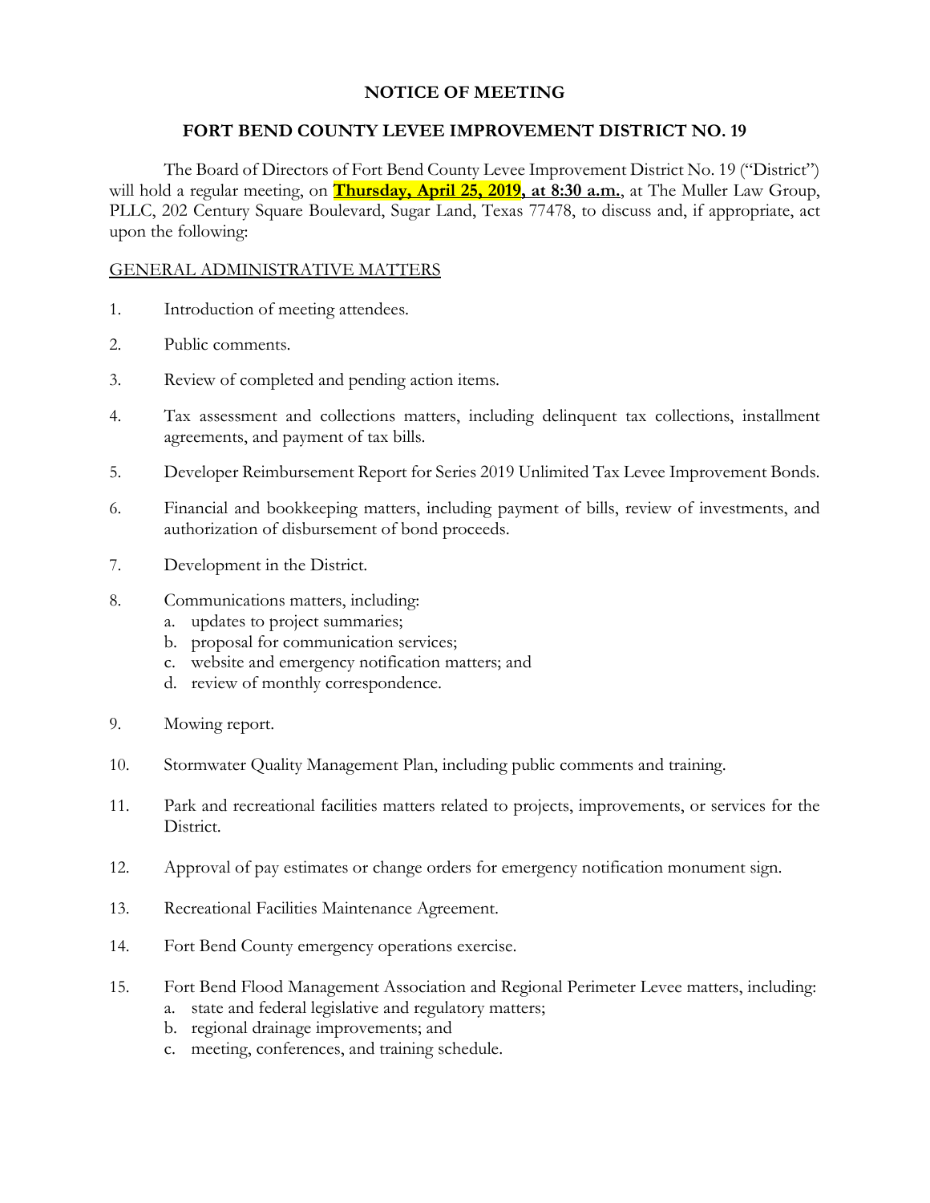# NOTICE OF MEETING

## FORT BEND COUNTY LEVEE IMPROVEMENT DISTRICT NO. 19

The Board of Directors of Fort Bend County Levee Improvement District No. 19 ("District") will hold a regular meeting, on **Thursday, April 25, 2019, at 8:30 a.m.**, at The Muller Law Group, PLLC, 202 Century Square Boulevard, Sugar Land, Texas 77478, to discuss and, if appropriate, act upon the following:

GENERAL ADMINISTRATIVE MATTERS

1. Introduction of meeting attendees.
2. Public comments.
3. Review of completed and pending action items.
4. Tax assessment and collections matters, including delinquent tax collections, installment agreements, and payment of tax bills.
5. Developer Reimbursement Report for Series 2019 Unlimited Tax Levee Improvement Bonds.
6. Financial and bookkeeping matters, including payment of bills, review of investments, and authorization of disbursement of bond proceeds.
7. Development in the District.
8. Communications matters, including:
   a. updates to project summaries;
   b. proposal for communication services;
   c. website and emergency notification matters; and
   d. review of monthly correspondence.
9. Mowing report.
10. Stormwater Quality Management Plan, including public comments and training.
11. Park and recreational facilities matters related to projects, improvements, or services for the District.
12. Approval of pay estimates or change orders for emergency notification monument sign.
13. Recreational Facilities Maintenance Agreement.
14. Fort Bend County emergency operations exercise.
15. Fort Bend Flood Management Association and Regional Perimeter Levee matters, including:
    a. state and federal legislative and regulatory matters;
    b. regional drainage improvements; and
    c. meeting, conferences, and training schedule.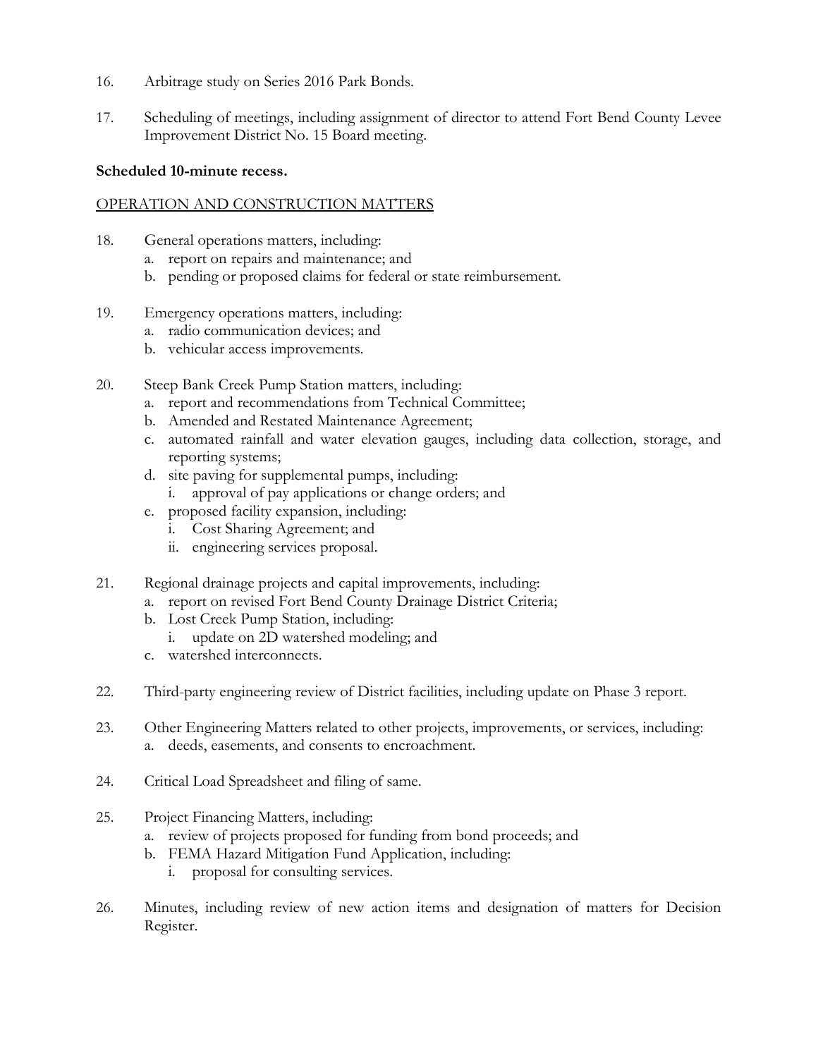16. Arbitrage study on Series 2016 Park Bonds.

17. Scheduling of meetings, including assignment of director to attend Fort Bend County Levee Improvement District No. 15 Board meeting.

**Scheduled 10-minute recess.**

OPERATION AND CONSTRUCTION MATTERS

18. General operations matters, including:
    a. report on repairs and maintenance; and
    b. pending or proposed claims for federal or state reimbursement.

19. Emergency operations matters, including:
    a. radio communication devices; and
    b. vehicular access improvements.

20. Steep Bank Creek Pump Station matters, including:
    a. report and recommendations from Technical Committee;
    b. Amended and Restated Maintenance Agreement;
    c. automated rainfall and water elevation gauges, including data collection, storage, and reporting systems;
    d. site paving for supplemental pumps, including:
       i. approval of pay applications or change orders; and
    e. proposed facility expansion, including:
       i. Cost Sharing Agreement; and
       ii. engineering services proposal.

21. Regional drainage projects and capital improvements, including:
    a. report on revised Fort Bend County Drainage District Criteria;
    b. Lost Creek Pump Station, including:
       i. update on 2D watershed modeling; and
    c. watershed interconnects.

22. Third-party engineering review of District facilities, including update on Phase 3 report.

23. Other Engineering Matters related to other projects, improvements, or services, including:
    a. deeds, easements, and consents to encroachment.

24. Critical Load Spreadsheet and filing of same.

25. Project Financing Matters, including:
    a. review of projects proposed for funding from bond proceeds; and
    b. FEMA Hazard Mitigation Fund Application, including:
       i. proposal for consulting services.

26. Minutes, including review of new action items and designation of matters for Decision Register.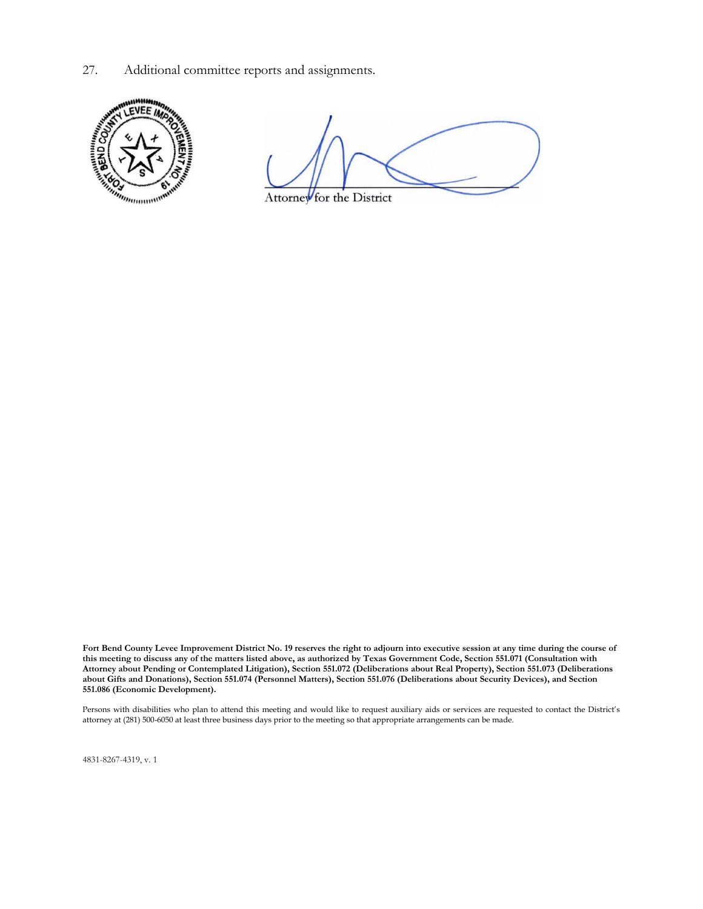27. Additional committee reports and assignments.

Attorney for the District

**Fort Bend County Levee Improvement District No. 19 reserves the right to adjourn into executive session at any time during the course of this meeting to discuss any of the matters listed above, as authorized by Texas Government Code, Section 551.071 (Consultation with Attorney about Pending or Contemplated Litigation), Section 551.072 (Deliberations about Real Property), Section 551.073 (Deliberations about Gifts and Donations), Section 551.074 (Personnel Matters), Section 551.076 (Deliberations about Security Devices), and Section 551.086 (Economic Development).**

Persons with disabilities who plan to attend this meeting and would like to request auxiliary aids or services are requested to contact the District's attorney at (281) 500-6050 at least three business days prior to the meeting so that appropriate arrangements can be made.

4831-8267-4319, v. 1